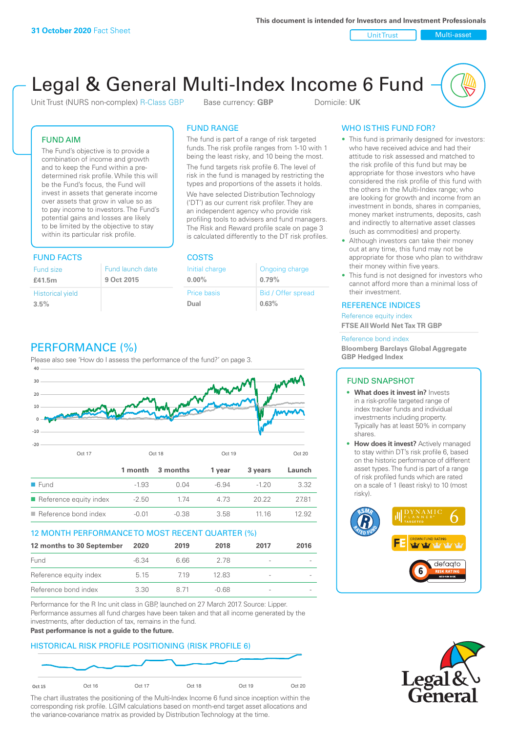**31 October 2020** Fact Sheet

This document is intended for Investors and Investment Professionals

Unit Trust | Multi-asset

# Legal & General Multi-Index Income 6 Fund

Unit Trust (NURS non-complex) R-Class GBP    Base currency: **GBP**    Domicile: **UK**

## FUND AIM

The Fund's objective is to provide a combination of income and growth and to keep the Fund within a pre-determined risk profile. While this will be the Fund's focus, the Fund will invest in assets that generate income over assets that grow in value so as to pay income to investors. The Fund's potential gains and losses are likely to be limited by the objective to stay within its particular risk profile.

## FUND RANGE

The fund is part of a range of risk targeted funds. The risk profile ranges from 1-10 with 1 being the least risky, and 10 being the most.

The fund targets risk profile 6. The level of risk in the fund is managed by restricting the types and proportions of the assets it holds.

We have selected Distribution Technology ('DT') as our current risk profiler. They are an independent agency who provide risk profiling tools to advisers and fund managers. The Risk and Reward profile scale on page 3 is calculated differently to the DT risk profiles.

## WHO IS THIS FUND FOR?

- This fund is primarily designed for investors: who have received advice and had their attitude to risk assessed and matched to the risk profile of this fund but may be appropriate for those investors who have considered the risk profile of this fund with the others in the Multi-Index range; who are looking for growth and income from an investment in bonds, shares in companies, money market instruments, deposits, cash and indirectly to alternative asset classes (such as commodities) and property.
- Although investors can take their money out at any time, this fund may not be appropriate for those who plan to withdraw their money within five years.
- This fund is not designed for investors who cannot afford more than a minimal loss of their investment.

## FUND FACTS

| Fund size | Fund launch date |
|---|---|
| **£41.5m** | **9 Oct 2015** |
| Historical yield | |
| **3.5%** | |

## COSTS

| Initial charge | Ongoing charge |
|---|---|
| **0.00%** | **0.79%** |
| Price basis | Bid / Offer spread |
| **Dual** | **0.63%** |

## REFERENCE INDICES

Reference equity index
**FTSE All World Net Tax TR GBP**

Reference bond index
**Bloomberg Barclays Global Aggregate GBP Hedged Index**

## PERFORMANCE (%)

Please also see 'How do I assess the performance of the fund?' on page 3.

| | 1 month | 3 months | 1 year | 3 years | Launch |
|---|---|---|---|---|---|
| Fund | -1.93 | 0.04 | -6.94 | -1.20 | 3.32 |
| Reference equity index | -2.50 | 1.74 | 4.73 | 20.22 | 27.81 |
| Reference bond index | -0.01 | -0.38 | 3.58 | 11.16 | 12.92 |

## 12 MONTH PERFORMANCE TO MOST RECENT QUARTER (%)

| 12 months to 30 September | 2020 | 2019 | 2018 | 2017 | 2016 |
|---|---|---|---|---|---|
| Fund | -6.34 | 6.66 | 2.78 | - | - |
| Reference equity index | 5.15 | 7.19 | 12.83 | - | - |
| Reference bond index | 3.30 | 8.71 | -0.68 | - | - |

Performance for the R Inc unit class in GBP, launched on 27 March 2017. Source: Lipper. Performance assumes all fund charges have been taken and that all income generated by the investments, after deduction of tax, remains in the fund.

**Past performance is not a guide to the future.**

## HISTORICAL RISK PROFILE POSITIONING (RISK PROFILE 6)

The chart illustrates the positioning of the Multi-Index Income 6 fund since inception within the corresponding risk profile. LGIM calculations based on month-end target asset allocations and the variance-covariance matrix as provided by Distribution Technology at the time.

## FUND SNAPSHOT

- **What does it invest in?** Invests in a risk-profile targeted range of index tracker funds and individual investments including property. Typically has at least 50% in company shares.
- **How does it invest?** Actively managed to stay within DT's risk profile 6, based on the historic performance of different asset types. The fund is part of a range of risk profiled funds which are rated on a scale of 1 (least risky) to 10 (most risky).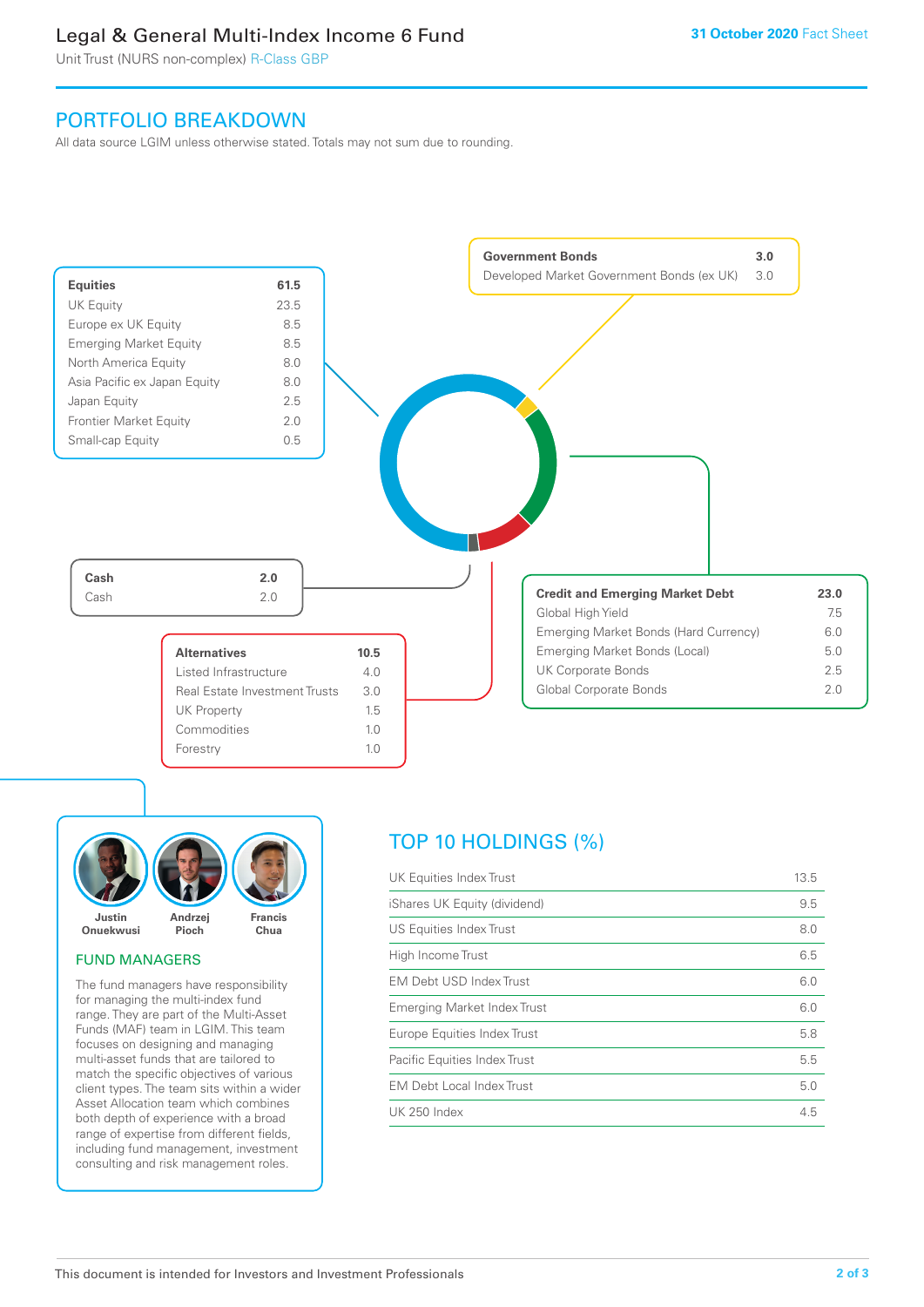# Legal & General Multi-Index Income 6 Fund

Unit Trust (NURS non-complex) R-Class GBP

**31 October 2020** Fact Sheet

## PORTFOLIO BREAKDOWN

All data source LGIM unless otherwise stated. Totals may not sum due to rounding.

| Equities | 61.5 |
|---|---|
| UK Equity | 23.5 |
| Europe ex UK Equity | 8.5 |
| Emerging Market Equity | 8.5 |
| North America Equity | 8.0 |
| Asia Pacific ex Japan Equity | 8.0 |
| Japan Equity | 2.5 |
| Frontier Market Equity | 2.0 |
| Small-cap Equity | 0.5 |

| Government Bonds | 3.0 |
|---|---|
| Developed Market Government Bonds (ex UK) | 3.0 |

| Cash | 2.0 |
|---|---|
| Cash | 2.0 |

| Credit and Emerging Market Debt | 23.0 |
|---|---|
| Global High Yield | 7.5 |
| Emerging Market Bonds (Hard Currency) | 6.0 |
| Emerging Market Bonds (Local) | 5.0 |
| UK Corporate Bonds | 2.5 |
| Global Corporate Bonds | 2.0 |

| Alternatives | 10.5 |
|---|---|
| Listed Infrastructure | 4.0 |
| Real Estate Investment Trusts | 3.0 |
| UK Property | 1.5 |
| Commodities | 1.0 |
| Forestry | 1.0 |

Justin Onuekwusi, Andrzej Pioch, Francis Chua

## FUND MANAGERS

The fund managers have responsibility for managing the multi-index fund range. They are part of the Multi-Asset Funds (MAF) team in LGIM. This team focuses on designing and managing multi-asset funds that are tailored to match the specific objectives of various client types. The team sits within a wider Asset Allocation team which combines both depth of experience with a broad range of expertise from different fields, including fund management, investment consulting and risk management roles.

## TOP 10 HOLDINGS (%)

| Holding | % |
|---|---|
| UK Equities Index Trust | 13.5 |
| iShares UK Equity (dividend) | 9.5 |
| US Equities Index Trust | 8.0 |
| High Income Trust | 6.5 |
| EM Debt USD Index Trust | 6.0 |
| Emerging Market Index Trust | 6.0 |
| Europe Equities Index Trust | 5.8 |
| Pacific Equities Index Trust | 5.5 |
| EM Debt Local Index Trust | 5.0 |
| UK 250 Index | 4.5 |

This document is intended for Investors and Investment Professionals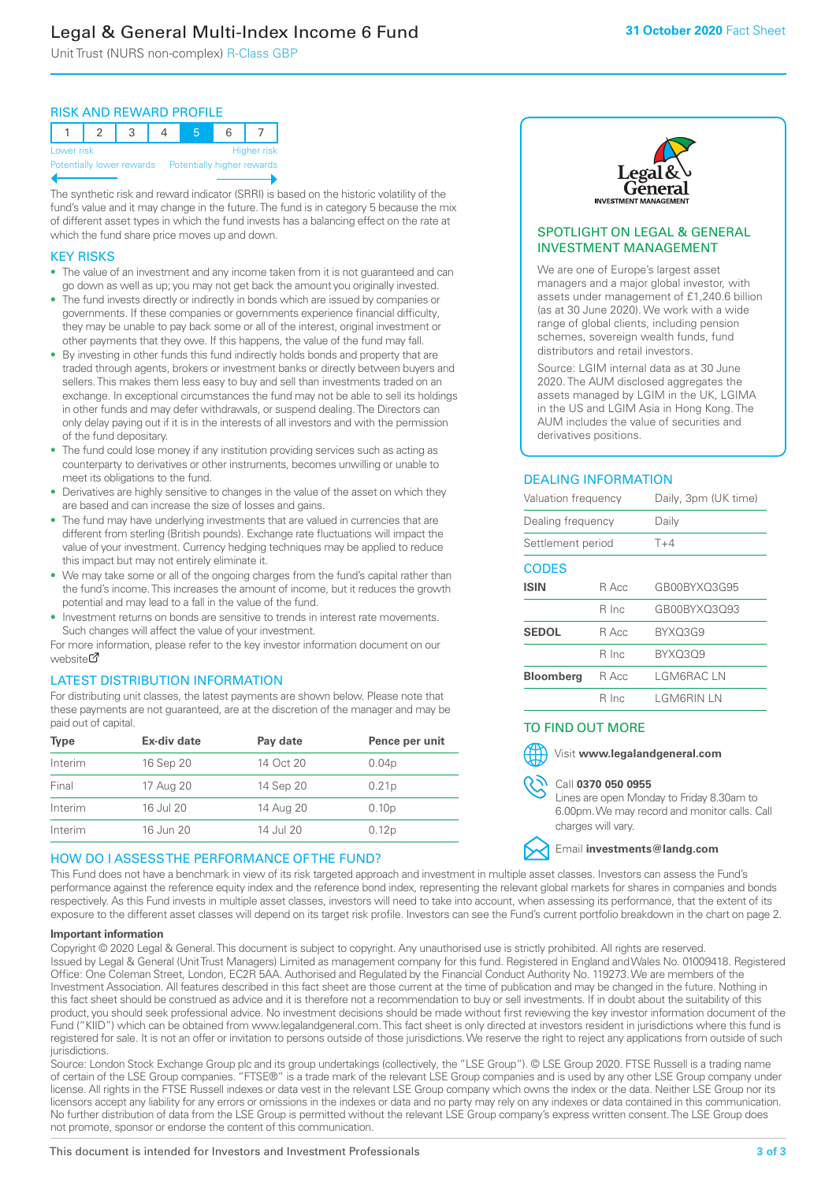# Legal & General Multi-Index Income 6 Fund

Unit Trust (NURS non-complex) R-Class GBP

**31 October 2020** Fact Sheet

## RISK AND REWARD PROFILE

| 1 | 2 | 3 | 4 | 5 | 6 | 7 |
|---|---|---|---|---|---|---|

Lower risk — Higher risk

Potentially lower rewards — Potentially higher rewards

The synthetic risk and reward indicator (SRRI) is based on the historic volatility of the fund's value and it may change in the future. The fund is in category 5 because the mix of different asset types in which the fund invests has a balancing effect on the rate at which the fund share price moves up and down.

## KEY RISKS

- The value of an investment and any income taken from it is not guaranteed and can go down as well as up; you may not get back the amount you originally invested.
- The fund invests directly or indirectly in bonds which are issued by companies or governments. If these companies or governments experience financial difficulty, they may be unable to pay back some or all of the interest, original investment or other payments that they owe. If this happens, the value of the fund may fall.
- By investing in other funds this fund indirectly holds bonds and property that are traded through agents, brokers or investment banks or directly between buyers and sellers. This makes them less easy to buy and sell than investments traded on an exchange. In exceptional circumstances the fund may not be able to sell its holdings in other funds and may defer withdrawals, or suspend dealing. The Directors can only delay paying out if it is in the interests of all investors and with the permission of the fund depositary.
- The fund could lose money if any institution providing services such as acting as counterparty to derivatives or other instruments, becomes unwilling or unable to meet its obligations to the fund.
- Derivatives are highly sensitive to changes in the value of the asset on which they are based and can increase the size of losses and gains.
- The fund may have underlying investments that are valued in currencies that are different from sterling (British pounds). Exchange rate fluctuations will impact the value of your investment. Currency hedging techniques may be applied to reduce this impact but may not entirely eliminate it.
- We may take some or all of the ongoing charges from the fund's capital rather than the fund's income. This increases the amount of income, but it reduces the growth potential and may lead to a fall in the value of the fund.
- Investment returns on bonds are sensitive to trends in interest rate movements. Such changes will affect the value of your investment.

For more information, please refer to the key investor information document on our website

## LATEST DISTRIBUTION INFORMATION

For distributing unit classes, the latest payments are shown below. Please note that these payments are not guaranteed, are at the discretion of the manager and may be paid out of capital.

| Type | Ex-div date | Pay date | Pence per unit |
|---|---|---|---|
| Interim | 16 Sep 20 | 14 Oct 20 | 0.04p |
| Final | 17 Aug 20 | 14 Sep 20 | 0.21p |
| Interim | 16 Jul 20 | 14 Aug 20 | 0.10p |
| Interim | 16 Jun 20 | 14 Jul 20 | 0.12p |

## SPOTLIGHT ON LEGAL & GENERAL INVESTMENT MANAGEMENT

We are one of Europe's largest asset managers and a major global investor, with assets under management of £1,240.6 billion (as at 30 June 2020). We work with a wide range of global clients, including pension schemes, sovereign wealth funds, fund distributors and retail investors.

Source: LGIM internal data as at 30 June 2020. The AUM disclosed aggregates the assets managed by LGIM in the UK, LGIMA in the US and LGIM Asia in Hong Kong. The AUM includes the value of securities and derivatives positions.

## DEALING INFORMATION

| | |
|---|---|
| Valuation frequency | Daily, 3pm (UK time) |
| Dealing frequency | Daily |
| Settlement period | T+4 |

## CODES

| | | |
|---|---|---|
| **ISIN** | R Acc | GB00BYXQ3G95 |
| | R Inc | GB00BYXQ3Q93 |
| **SEDOL** | R Acc | BYXQ3G9 |
| | R Inc | BYXQ3Q9 |
| **Bloomberg** | R Acc | LGM6RAC LN |
| | R Inc | LGM6RIN LN |

## TO FIND OUT MORE

Visit **www.legalandgeneral.com**

Call **0370 050 0955**
Lines are open Monday to Friday 8.30am to 6.00pm. We may record and monitor calls. Call charges will vary.

Email **investments@landg.com**

## HOW DO I ASSESS THE PERFORMANCE OF THE FUND?

This Fund does not have a benchmark in view of its risk targeted approach and investment in multiple asset classes. Investors can assess the Fund's performance against the reference equity index and the reference bond index, representing the relevant global markets for shares in companies and bonds respectively. As this Fund invests in multiple asset classes, investors will need to take into account, when assessing its performance, that the extent of its exposure to the different asset classes will depend on its target risk profile. Investors can see the Fund's current portfolio breakdown in the chart on page 2.

### Important information

Copyright © 2020 Legal & General. This document is subject to copyright. Any unauthorised use is strictly prohibited. All rights are reserved.
Issued by Legal & General (Unit Trust Managers) Limited as management company for this fund. Registered in England and Wales No. 01009418. Registered Office: One Coleman Street, London, EC2R 5AA. Authorised and Regulated by the Financial Conduct Authority No. 119273. We are members of the Investment Association. All features described in this fact sheet are those current at the time of publication and may be changed in the future. Nothing in this fact sheet should be construed as advice and it is therefore not a recommendation to buy or sell investments. If in doubt about the suitability of this product, you should seek professional advice. No investment decisions should be made without first reviewing the key investor information document of the Fund ("KIID") which can be obtained from www.legalandgeneral.com. This fact sheet is only directed at investors resident in jurisdictions where this fund is registered for sale. It is not an offer or invitation to persons outside of those jurisdictions. We reserve the right to reject any applications from outside of such jurisdictions.
Source: London Stock Exchange Group plc and its group undertakings (collectively, the "LSE Group"). © LSE Group 2020. FTSE Russell is a trading name of certain of the LSE Group companies. "FTSE®" is a trade mark of the relevant LSE Group companies and is used by any other LSE Group company under license. All rights in the FTSE Russell indexes or data vest in the relevant LSE Group company which owns the index or the data. Neither LSE Group nor its licensors accept any liability for any errors or omissions in the indexes or data and no party may rely on any indexes or data contained in this communication. No further distribution of data from the LSE Group is permitted without the relevant LSE Group company's express written consent. The LSE Group does not promote, sponsor or endorse the content of this communication.

This document is intended for Investors and Investment Professionals